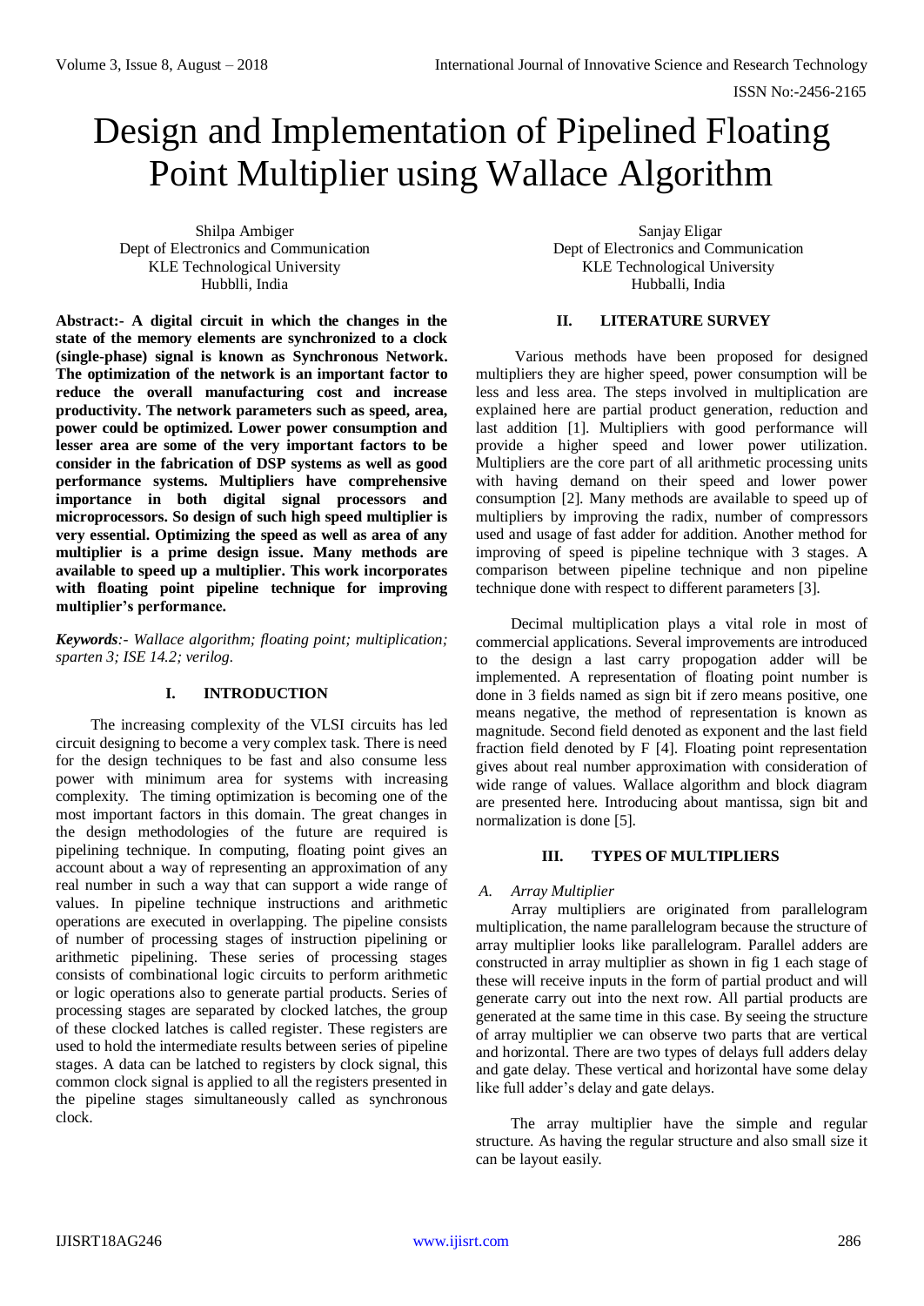# Design and Implementation of Pipelined Floating Point Multiplier using Wallace Algorithm

Shilpa Ambiger
Dept of Electronics and Communication
KLE Technological University
Hubblli, India

Sanjay Eligar
Dept of Electronics and Communication
KLE Technological University
Hubballi, India

**Abstract:- A digital circuit in which the changes in the state of the memory elements are synchronized to a clock (single-phase) signal is known as Synchronous Network. The optimization of the network is an important factor to reduce the overall manufacturing cost and increase productivity. The network parameters such as speed, area, power could be optimized. Lower power consumption and lesser area are some of the very important factors to be consider in the fabrication of DSP systems as well as good performance systems. Multipliers have comprehensive importance in both digital signal processors and microprocessors. So design of such high speed multiplier is very essential. Optimizing the speed as well as area of any multiplier is a prime design issue. Many methods are available to speed up a multiplier. This work incorporates with floating point pipeline technique for improving multiplier's performance.**

***Keywords****:- Wallace algorithm; floating point; multiplication; sparten 3; ISE 14.2; verilog.*

## I. INTRODUCTION

The increasing complexity of the VLSI circuits has led circuit designing to become a very complex task. There is need for the design techniques to be fast and also consume less power with minimum area for systems with increasing complexity. The timing optimization is becoming one of the most important factors in this domain. The great changes in the design methodologies of the future are required is pipelining technique. In computing, floating point gives an account about a way of representing an approximation of any real number in such a way that can support a wide range of values. In pipeline technique instructions and arithmetic operations are executed in overlapping. The pipeline consists of number of processing stages of instruction pipelining or arithmetic pipelining. These series of processing stages consists of combinational logic circuits to perform arithmetic or logic operations also to generate partial products. Series of processing stages are separated by clocked latches, the group of these clocked latches is called register. These registers are used to hold the intermediate results between series of pipeline stages. A data can be latched to registers by clock signal, this common clock signal is applied to all the registers presented in the pipeline stages simultaneously called as synchronous clock.

## II. LITERATURE SURVEY

Various methods have been proposed for designed multipliers they are higher speed, power consumption will be less and less area. The steps involved in multiplication are explained here are partial product generation, reduction and last addition [1]. Multipliers with good performance will provide a higher speed and lower power utilization. Multipliers are the core part of all arithmetic processing units with having demand on their speed and lower power consumption [2]. Many methods are available to speed up of multipliers by improving the radix, number of compressors used and usage of fast adder for addition. Another method for improving of speed is pipeline technique with 3 stages. A comparison between pipeline technique and non pipeline technique done with respect to different parameters [3].

Decimal multiplication plays a vital role in most of commercial applications. Several improvements are introduced to the design a last carry propogation adder will be implemented. A representation of floating point number is done in 3 fields named as sign bit if zero means positive, one means negative, the method of representation is known as magnitude. Second field denoted as exponent and the last field fraction field denoted by F [4]. Floating point representation gives about real number approximation with consideration of wide range of values. Wallace algorithm and block diagram are presented here. Introducing about mantissa, sign bit and normalization is done [5].

## III. TYPES OF MULTIPLIERS

### *A. Array Multiplier*

Array multipliers are originated from parallelogram multiplication, the name parallelogram because the structure of array multiplier looks like parallelogram. Parallel adders are constructed in array multiplier as shown in fig 1 each stage of these will receive inputs in the form of partial product and will generate carry out into the next row. All partial products are generated at the same time in this case. By seeing the structure of array multiplier we can observe two parts that are vertical and horizontal. There are two types of delays full adders delay and gate delay. These vertical and horizontal have some delay like full adder's delay and gate delays.

The array multiplier have the simple and regular structure. As having the regular structure and also small size it can be layout easily.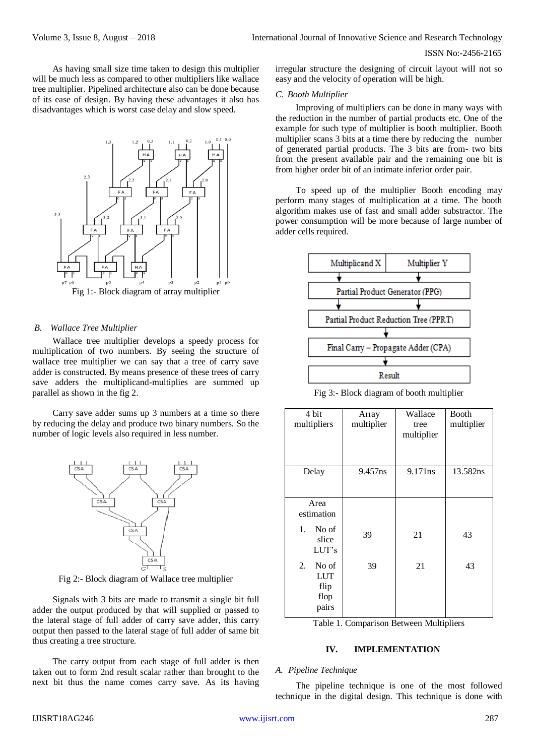As having small size time taken to design this multiplier will be much less as compared to other multipliers like wallace tree multiplier. Pipelined architecture also can be done because of its ease of design. By having these advantages it also has disadvantages which is worst case delay and slow speed.

Fig 1:- Block diagram of array multiplier

### B. Wallace Tree Multiplier

Wallace tree multiplier develops a speedy process for multiplication of two numbers. By seeing the structure of wallace tree multiplier we can say that a tree of carry save adder is constructed. By means presence of these trees of carry save adders the multiplicand-multiplies are summed up parallel as shown in the fig 2.

Carry save adder sums up 3 numbers at a time so there by reducing the delay and produce two binary numbers. So the number of logic levels also required in less number.

Fig 2:- Block diagram of Wallace tree multiplier

Signals with 3 bits are made to transmit a single bit full adder the output produced by that will supplied or passed to the lateral stage of full adder of carry save adder, this carry output then passed to the lateral stage of full adder of same bit thus creating a tree structure.

The carry output from each stage of full adder is then taken out to form 2nd result scalar rather than brought to the next bit thus the name comes carry save. As its having irregular structure the designing of circuit layout will not so easy and the velocity of operation will be high.

### C. Booth Multiplier

Improving of multipliers can be done in many ways with the reduction in the number of partial products etc. One of the example for such type of multiplier is booth multiplier. Booth multiplier scans 3 bits at a time there by reducing the number of generated partial products. The 3 bits are from- two bits from the present available pair and the remaining one bit is from higher order bit of an intimate inferior order pair.

To speed up of the multiplier Booth encoding may perform many stages of multiplication at a time. The booth algorithm makes use of fast and small adder substractor. The power consumption will be more because of large number of adder cells required.

Fig 3:- Block diagram of booth multiplier

| 4 bit multipliers | Array multiplier | Wallace tree multiplier | Booth multiplier |
|---|---|---|---|
| Delay | 9.457ns | 9.171ns | 13.582ns |
| Area estimation | | | |
| 1. No of slice LUT's | 39 | 21 | 43 |
| 2. No of LUT flip flop pairs | 39 | 21 | 43 |

Table 1. Comparison Between Multipliers

## IV. IMPLEMENTATION

### A. Pipeline Technique

The pipeline technique is one of the most followed technique in the digital design. This technique is done with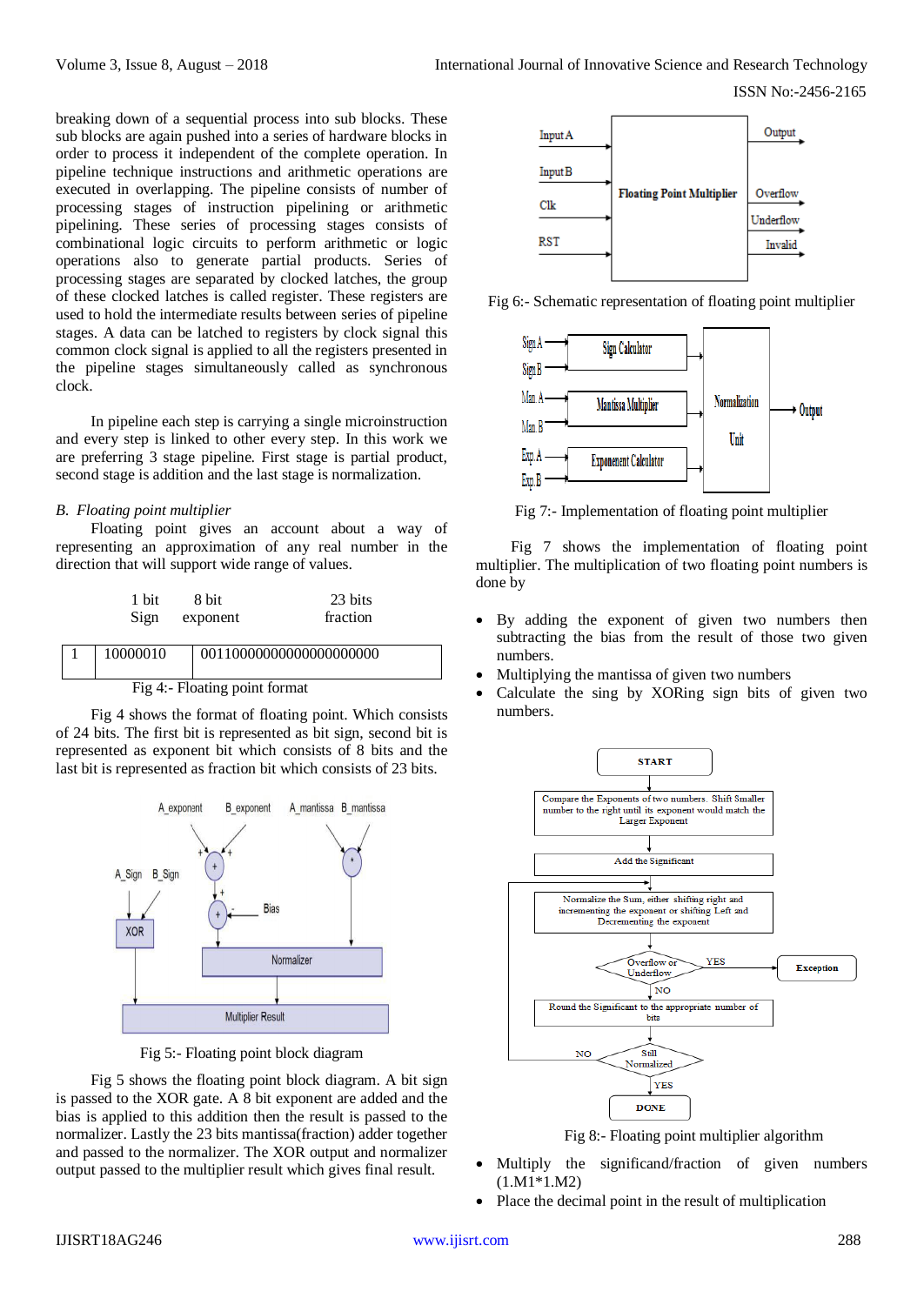breaking down of a sequential process into sub blocks. These sub blocks are again pushed into a series of hardware blocks in order to process it independent of the complete operation. In pipeline technique instructions and arithmetic operations are executed in overlapping. The pipeline consists of number of processing stages of instruction pipelining or arithmetic pipelining. These series of processing stages consists of combinational logic circuits to perform arithmetic or logic operations also to generate partial products. Series of processing stages are separated by clocked latches, the group of these clocked latches is called register. These registers are used to hold the intermediate results between series of pipeline stages. A data can be latched to registers by clock signal this common clock signal is applied to all the registers presented in the pipeline stages simultaneously called as synchronous clock.

In pipeline each step is carrying a single microinstruction and every step is linked to other every step. In this work we are preferring 3 stage pipeline. First stage is partial product, second stage is addition and the last stage is normalization.

*B. Floating point multiplier*

Floating point gives an account about a way of representing an approximation of any real number in the direction that will support wide range of values.

| 1 bit Sign | 8 bit exponent | 23 bits fraction |
|---|---|---|
| 1 | 10000010 | 00110000000000000000000 |

Fig 4:- Floating point format

Fig 4 shows the format of floating point. Which consists of 24 bits. The first bit is represented as bit sign, second bit is represented as exponent bit which consists of 8 bits and the last bit is represented as fraction bit which consists of 23 bits.

Fig 5:- Floating point block diagram

Fig 5 shows the floating point block diagram. A bit sign is passed to the XOR gate. A 8 bit exponent are added and the bias is applied to this addition then the result is passed to the normalizer. Lastly the 23 bits mantissa(fraction) adder together and passed to the normalizer. The XOR output and normalizer output passed to the multiplier result which gives final result.

Fig 6:- Schematic representation of floating point multiplier

Fig 7:- Implementation of floating point multiplier

Fig 7 shows the implementation of floating point multiplier. The multiplication of two floating point numbers is done by

- By adding the exponent of given two numbers then subtracting the bias from the result of those two given numbers.
- Multiplying the mantissa of given two numbers
- Calculate the sing by XORing sign bits of given two numbers.

Fig 8:- Floating point multiplier algorithm

- Multiply the significand/fraction of given numbers (1.M1*1.M2)
- Place the decimal point in the result of multiplication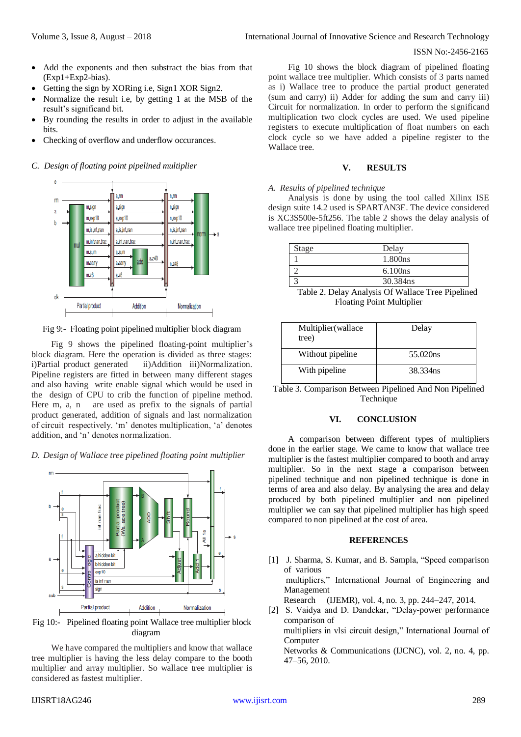- Add the exponents and then substract the bias from that (Exp1+Exp2-bias).
- Getting the sign by XORing i.e, Sign1 XOR Sign2.
- Normalize the result i.e, by getting 1 at the MSB of the result's significand bit.
- By rounding the results in order to adjust in the available bits.
- Checking of overflow and underflow occurances.

### *C. Design of floating point pipelined multiplier*

Fig 9:- Floating point pipelined multiplier block diagram

Fig 9 shows the pipelined floating-point multiplier's block diagram. Here the operation is divided as three stages: i)Partial product generated ii)Addition iii)Normalization. Pipeline registers are fitted in between many different stages and also having write enable signal which would be used in the design of CPU to crib the function of pipeline method. Here m, a, n are used as prefix to the signals of partial product generated, addition of signals and last normalization of circuit respectively. 'm' denotes multiplication, 'a' denotes addition, and 'n' denotes normalization.

### *D. Design of Wallace tree pipelined floating point multiplier*

Fig 10:- Pipelined floating point Wallace tree multiplier block diagram

We have compared the multipliers and know that wallace tree multiplier is having the less delay compare to the booth multiplier and array multiplier. So wallace tree multiplier is considered as fastest multiplier.

Fig 10 shows the block diagram of pipelined floating point wallace tree multiplier. Which consists of 3 parts named as i) Wallace tree to produce the partial product generated (sum and carry) ii) Adder for adding the sum and carry iii) Circuit for normalization. In order to perform the significand multiplication two clock cycles are used. We used pipeline registers to execute multiplication of float numbers on each clock cycle so we have added a pipeline register to the Wallace tree.

## V. RESULTS

### *A. Results of pipelined technique*

Analysis is done by using the tool called Xilinx ISE design suite 14.2 used is SPARTAN3E. The device considered is XC3S500e-5ft256. The table 2 shows the delay analysis of wallace tree pipelined floating multiplier.

| Stage | Delay |
|---|---|
| 1 | 1.800ns |
| 2 | 6.100ns |
| 3 | 30.384ns |

Table 2. Delay Analysis Of Wallace Tree Pipelined Floating Point Multiplier

| Multiplier(wallace tree) | Delay |
|---|---|
| Without pipeline | 55.020ns |
| With pipeline | 38.334ns |

Table 3. Comparison Between Pipelined And Non Pipelined Technique

## VI. CONCLUSION

A comparison between different types of multipliers done in the earlier stage. We came to know that wallace tree multiplier is the fastest multiplier compared to booth and array multiplier. So in the next stage a comparison between pipelined technique and non pipelined technique is done in terms of area and also delay. By analysing the area and delay produced by both pipelined and non pipelined multiplier we can say that pipelined multiplier has high speed compared to non pipelined at the cost of area.

## REFERENCES

[1] J. Sharma, S. Kumar, and B. Sampla, "Speed comparison of various multipliers," International Journal of Engineering and Management Research (IJEMR), vol. 4, no. 3, pp. 244–247, 2014.

[2] S. Vaidya and D. Dandekar, "Delay-power performance comparison of multipliers in vlsi circuit design," International Journal of Computer Networks & Communications (IJCNC), vol. 2, no. 4, pp. 47–56, 2010.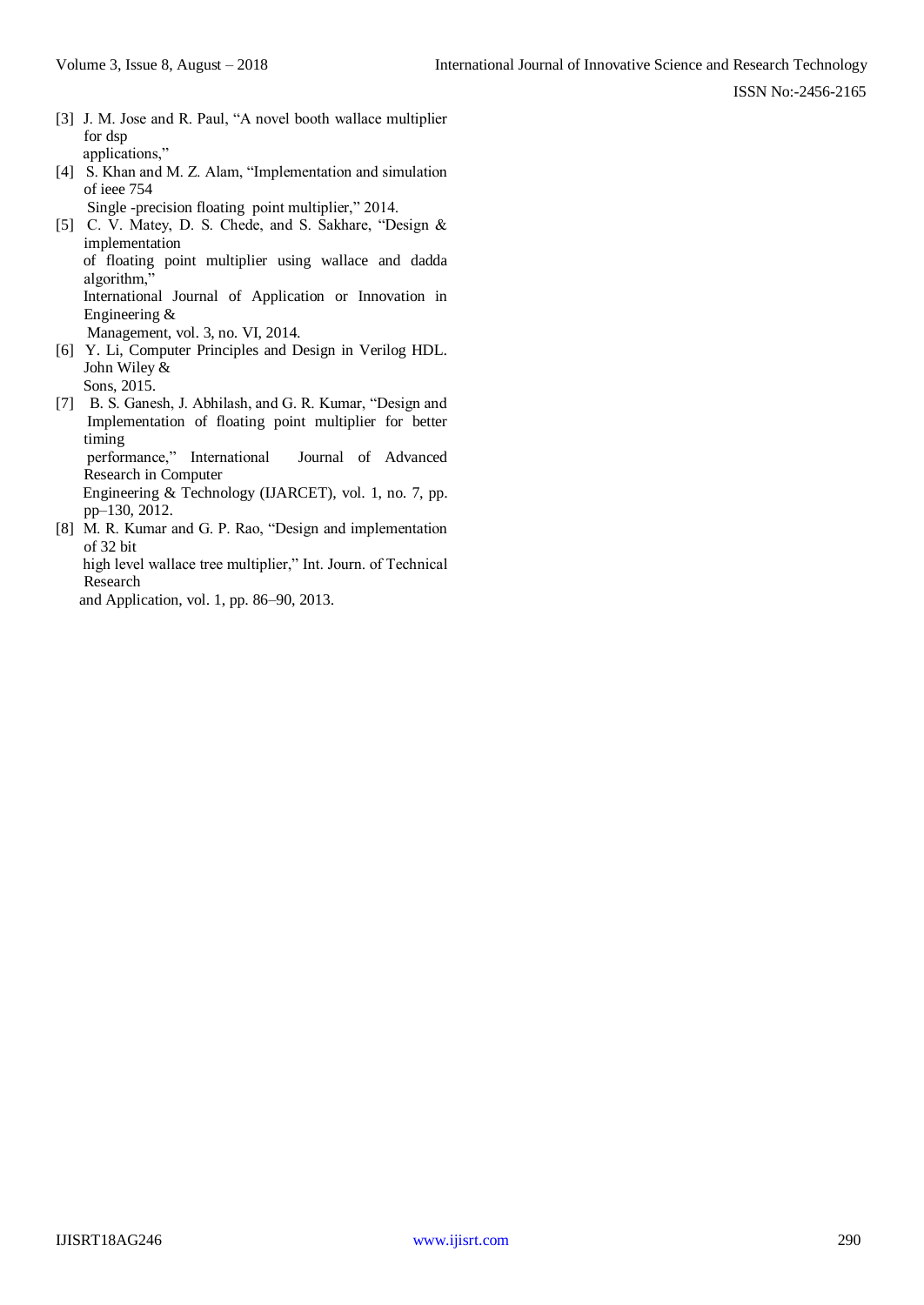[3] J. M. Jose and R. Paul, "A novel booth wallace multiplier for dsp applications,"

[4] S. Khan and M. Z. Alam, "Implementation and simulation of ieee 754 Single -precision floating point multiplier," 2014.

[5] C. V. Matey, D. S. Chede, and S. Sakhare, "Design & implementation of floating point multiplier using wallace and dadda algorithm," International Journal of Application or Innovation in Engineering & Management, vol. 3, no. VI, 2014.

[6] Y. Li, Computer Principles and Design in Verilog HDL. John Wiley & Sons, 2015.

[7] B. S. Ganesh, J. Abhilash, and G. R. Kumar, "Design and Implementation of floating point multiplier for better timing performance," International Journal of Advanced Research in Computer Engineering & Technology (IJARCET), vol. 1, no. 7, pp. pp–130, 2012.

[8] M. R. Kumar and G. P. Rao, "Design and implementation of 32 bit high level wallace tree multiplier," Int. Journ. of Technical Research and Application, vol. 1, pp. 86–90, 2013.